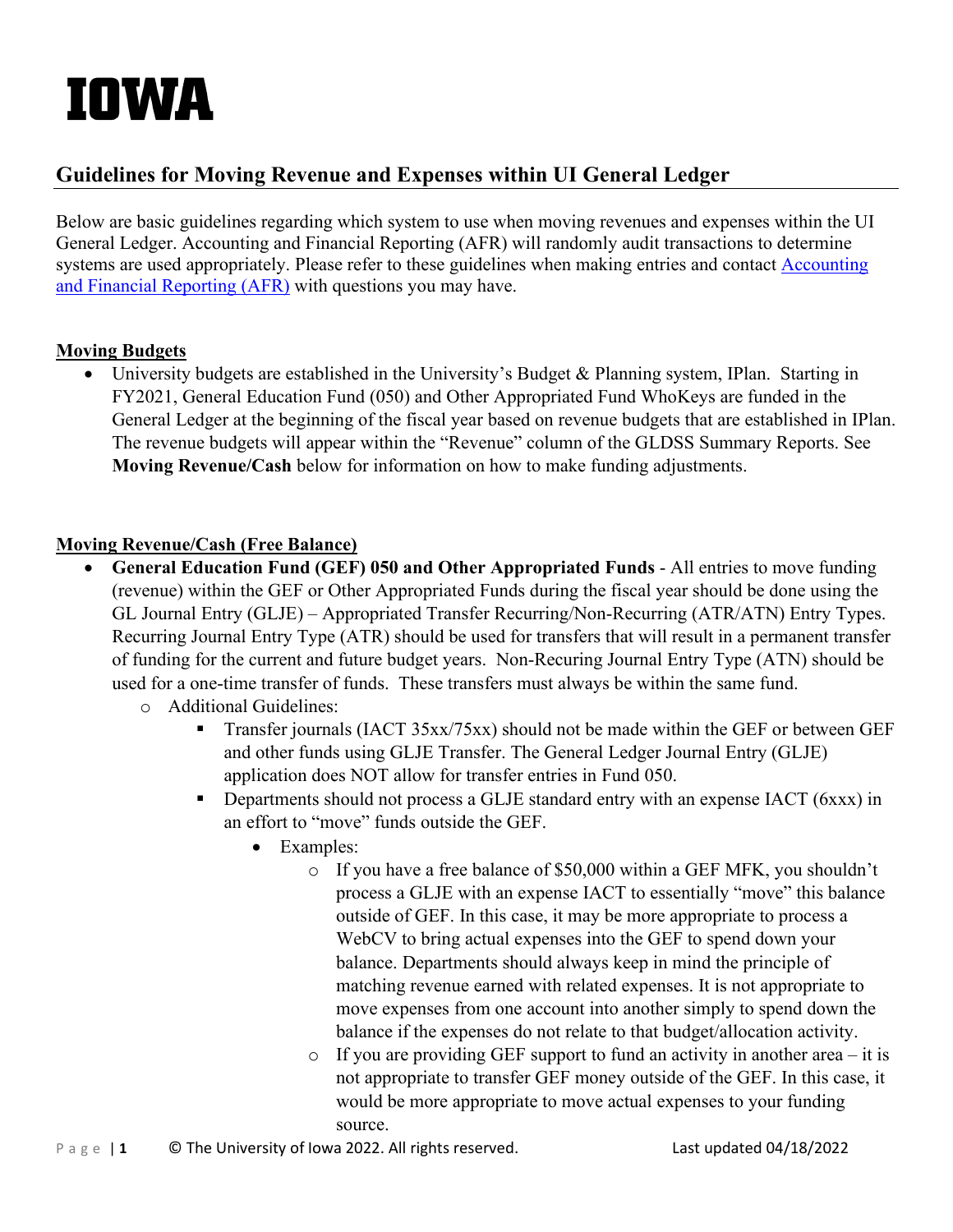# IOWA

## Guidelines for Moving Revenue and Expenses within UI General Ledger

Below are basic guidelines regarding which system to use when moving revenues and expenses within the UI General Ledger. Accounting and Financial Reporting (AFR) will randomly audit transactions to determine systems are used appropriately. Please refer to these guidelines when making entries and contact [Accounting and Financial Reporting (AFR)]() with questions you may have.

### Moving Budgets

- University budgets are established in the University's Budget & Planning system, IPlan. Starting in FY2021, General Education Fund (050) and Other Appropriated Fund WhoKeys are funded in the General Ledger at the beginning of the fiscal year based on revenue budgets that are established in IPlan. The revenue budgets will appear within the "Revenue" column of the GLDSS Summary Reports. See **Moving Revenue/Cash** below for information on how to make funding adjustments.

### Moving Revenue/Cash (Free Balance)

- **General Education Fund (GEF) 050 and Other Appropriated Funds** - All entries to move funding (revenue) within the GEF or Other Appropriated Funds during the fiscal year should be done using the GL Journal Entry (GLJE) – Appropriated Transfer Recurring/Non-Recurring (ATR/ATN) Entry Types. Recurring Journal Entry Type (ATR) should be used for transfers that will result in a permanent transfer of funding for the current and future budget years. Non-Recuring Journal Entry Type (ATN) should be used for a one-time transfer of funds. These transfers must always be within the same fund.
  - Additional Guidelines:
    - Transfer journals (IACT 35xx/75xx) should not be made within the GEF or between GEF and other funds using GLJE Transfer. The General Ledger Journal Entry (GLJE) application does NOT allow for transfer entries in Fund 050.
    - Departments should not process a GLJE standard entry with an expense IACT (6xxx) in an effort to "move" funds outside the GEF.
      - Examples:
        - If you have a free balance of $50,000 within a GEF MFK, you shouldn't process a GLJE with an expense IACT to essentially "move" this balance outside of GEF. In this case, it may be more appropriate to process a WebCV to bring actual expenses into the GEF to spend down your balance. Departments should always keep in mind the principle of matching revenue earned with related expenses. It is not appropriate to move expenses from one account into another simply to spend down the balance if the expenses do not relate to that budget/allocation activity.
        - If you are providing GEF support to fund an activity in another area – it is not appropriate to transfer GEF money outside of the GEF. In this case, it would be more appropriate to move actual expenses to your funding source.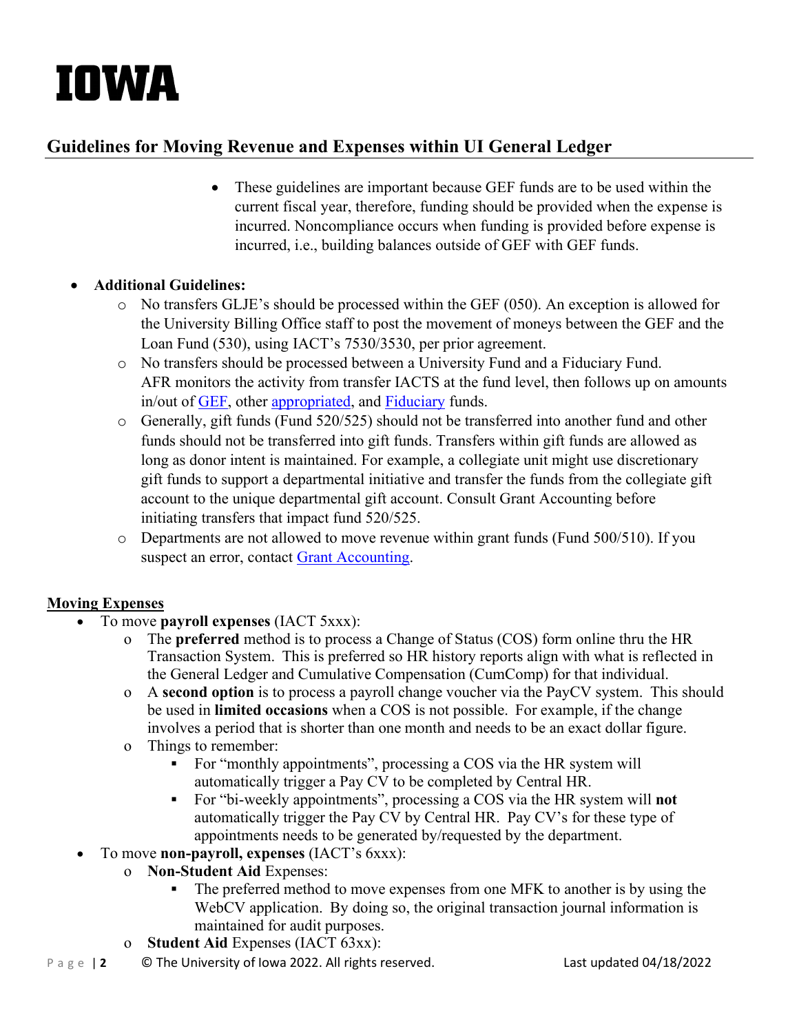# IOWA

## Guidelines for Moving Revenue and Expenses within UI General Ledger

- These guidelines are important because GEF funds are to be used within the current fiscal year, therefore, funding should be provided when the expense is incurred. Noncompliance occurs when funding is provided before expense is incurred, i.e., building balances outside of GEF with GEF funds.

- **Additional Guidelines:**
  - No transfers GLJE's should be processed within the GEF (050). An exception is allowed for the University Billing Office staff to post the movement of moneys between the GEF and the Loan Fund (530), using IACT's 7530/3530, per prior agreement.
  - No transfers should be processed between a University Fund and a Fiduciary Fund. AFR monitors the activity from transfer IACTS at the fund level, then follows up on amounts in/out of GEF, other appropriated, and Fiduciary funds.
  - Generally, gift funds (Fund 520/525) should not be transferred into another fund and other funds should not be transferred into gift funds. Transfers within gift funds are allowed as long as donor intent is maintained. For example, a collegiate unit might use discretionary gift funds to support a departmental initiative and transfer the funds from the collegiate gift account to the unique departmental gift account. Consult Grant Accounting before initiating transfers that impact fund 520/525.
  - Departments are not allowed to move revenue within grant funds (Fund 500/510). If you suspect an error, contact Grant Accounting.

### Moving Expenses

- To move **payroll expenses** (IACT 5xxx):
  - The **preferred** method is to process a Change of Status (COS) form online thru the HR Transaction System. This is preferred so HR history reports align with what is reflected in the General Ledger and Cumulative Compensation (CumComp) for that individual.
  - A **second option** is to process a payroll change voucher via the PayCV system. This should be used in **limited occasions** when a COS is not possible. For example, if the change involves a period that is shorter than one month and needs to be an exact dollar figure.
  - Things to remember:
    - For "monthly appointments", processing a COS via the HR system will automatically trigger a Pay CV to be completed by Central HR.
    - For "bi-weekly appointments", processing a COS via the HR system will **not** automatically trigger the Pay CV by Central HR. Pay CV's for these type of appointments needs to be generated by/requested by the department.
- To move **non-payroll, expenses** (IACT's 6xxx):
  - **Non-Student Aid** Expenses:
    - The preferred method to move expenses from one MFK to another is by using the WebCV application. By doing so, the original transaction journal information is maintained for audit purposes.
  - **Student Aid** Expenses (IACT 63xx):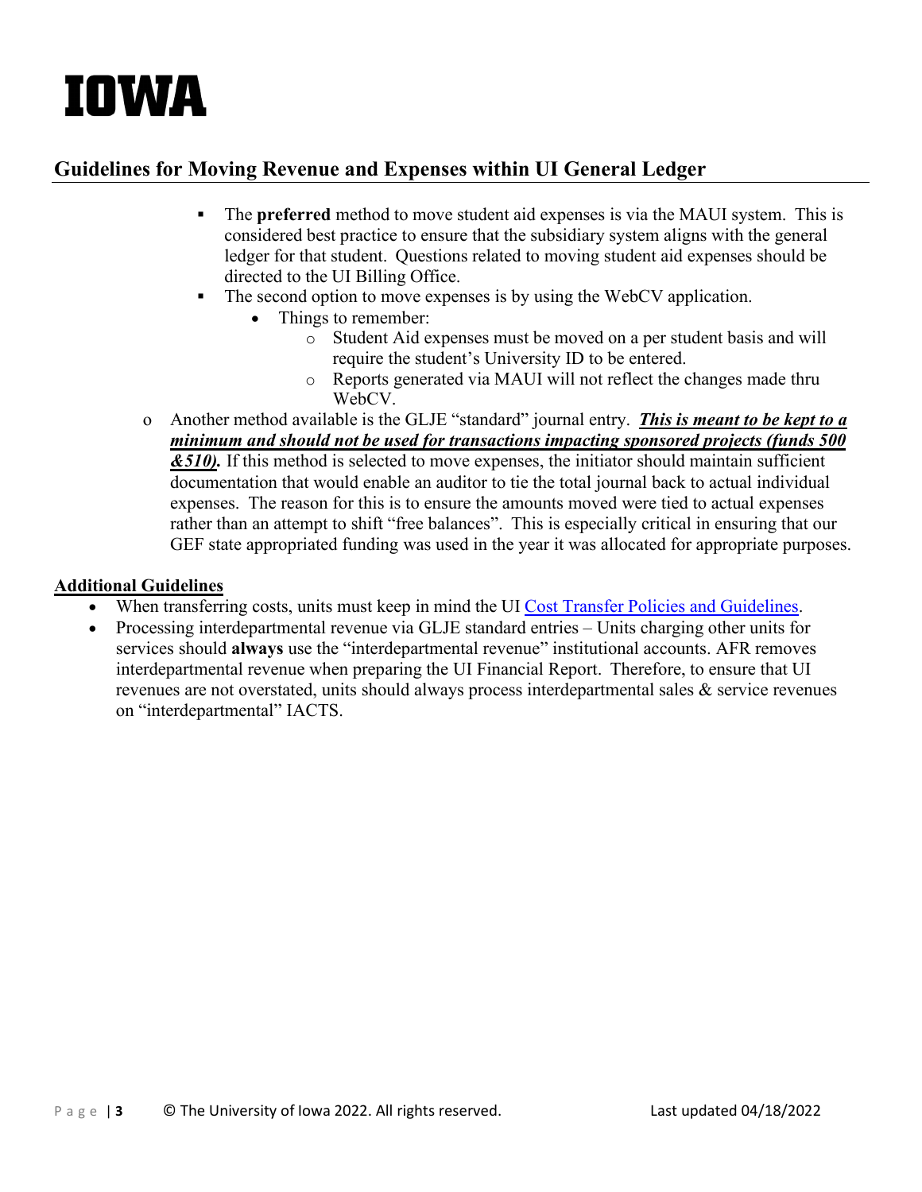- The **preferred** method to move student aid expenses is via the MAUI system. This is considered best practice to ensure that the subsidiary system aligns with the general ledger for that student. Questions related to moving student aid expenses should be directed to the UI Billing Office.
- The second option to move expenses is by using the WebCV application.
  - Things to remember:
    - Student Aid expenses must be moved on a per student basis and will require the student's University ID to be entered.
    - Reports generated via MAUI will not reflect the changes made thru WebCV.

- Another method available is the GLJE "standard" journal entry. ***This is meant to be kept to a minimum and should not be used for transactions impacting sponsored projects (funds 500 &510).*** If this method is selected to move expenses, the initiator should maintain sufficient documentation that would enable an auditor to tie the total journal back to actual individual expenses. The reason for this is to ensure the amounts moved were tied to actual expenses rather than an attempt to shift "free balances". This is especially critical in ensuring that our GEF state appropriated funding was used in the year it was allocated for appropriate purposes.

## Additional Guidelines

- When transferring costs, units must keep in mind the UI Cost Transfer Policies and Guidelines.
- Processing interdepartmental revenue via GLJE standard entries – Units charging other units for services should **always** use the "interdepartmental revenue" institutional accounts. AFR removes interdepartmental revenue when preparing the UI Financial Report. Therefore, to ensure that UI revenues are not overstated, units should always process interdepartmental sales & service revenues on "interdepartmental" IACTS.